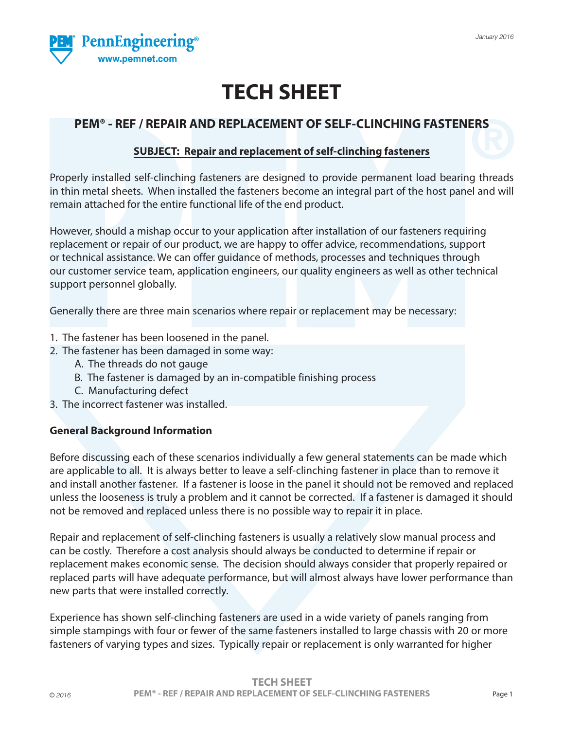# TECH SHEET

## PEM® - REF / REPAIR AND REPLACEMENT OF SELF-CLINCHING FASTENERS

**SUBJECT: Repair and replacement of self-clinching fasteners**

Properly installed self-clinching fasteners are designed to provide permanent load bearing threads in thin metal sheets. When installed the fasteners become an integral part of the host panel and will remain attached for the entire functional life of the end product.

However, should a mishap occur to your application after installation of our fasteners requiring replacement or repair of our product, we are happy to offer advice, recommendations, support or technical assistance. We can offer guidance of methods, processes and techniques through our customer service team, application engineers, our quality engineers as well as other technical support personnel globally.

Generally there are three main scenarios where repair or replacement may be necessary:

1. The fastener has been loosened in the panel.
2. The fastener has been damaged in some way:
   A. The threads do not gauge
   B. The fastener is damaged by an in-compatible finishing process
   C. Manufacturing defect
3. The incorrect fastener was installed.

**General Background Information**

Before discussing each of these scenarios individually a few general statements can be made which are applicable to all. It is always better to leave a self-clinching fastener in place than to remove it and install another fastener. If a fastener is loose in the panel it should not be removed and replaced unless the looseness is truly a problem and it cannot be corrected. If a fastener is damaged it should not be removed and replaced unless there is no possible way to repair it in place.

Repair and replacement of self-clinching fasteners is usually a relatively slow manual process and can be costly. Therefore a cost analysis should always be conducted to determine if repair or replacement makes economic sense. The decision should always consider that properly repaired or replaced parts will have adequate performance, but will almost always have lower performance than new parts that were installed correctly.

Experience has shown self-clinching fasteners are used in a wide variety of panels ranging from simple stampings with four or fewer of the same fasteners installed to large chassis with 20 or more fasteners of varying types and sizes. Typically repair or replacement is only warranted for higher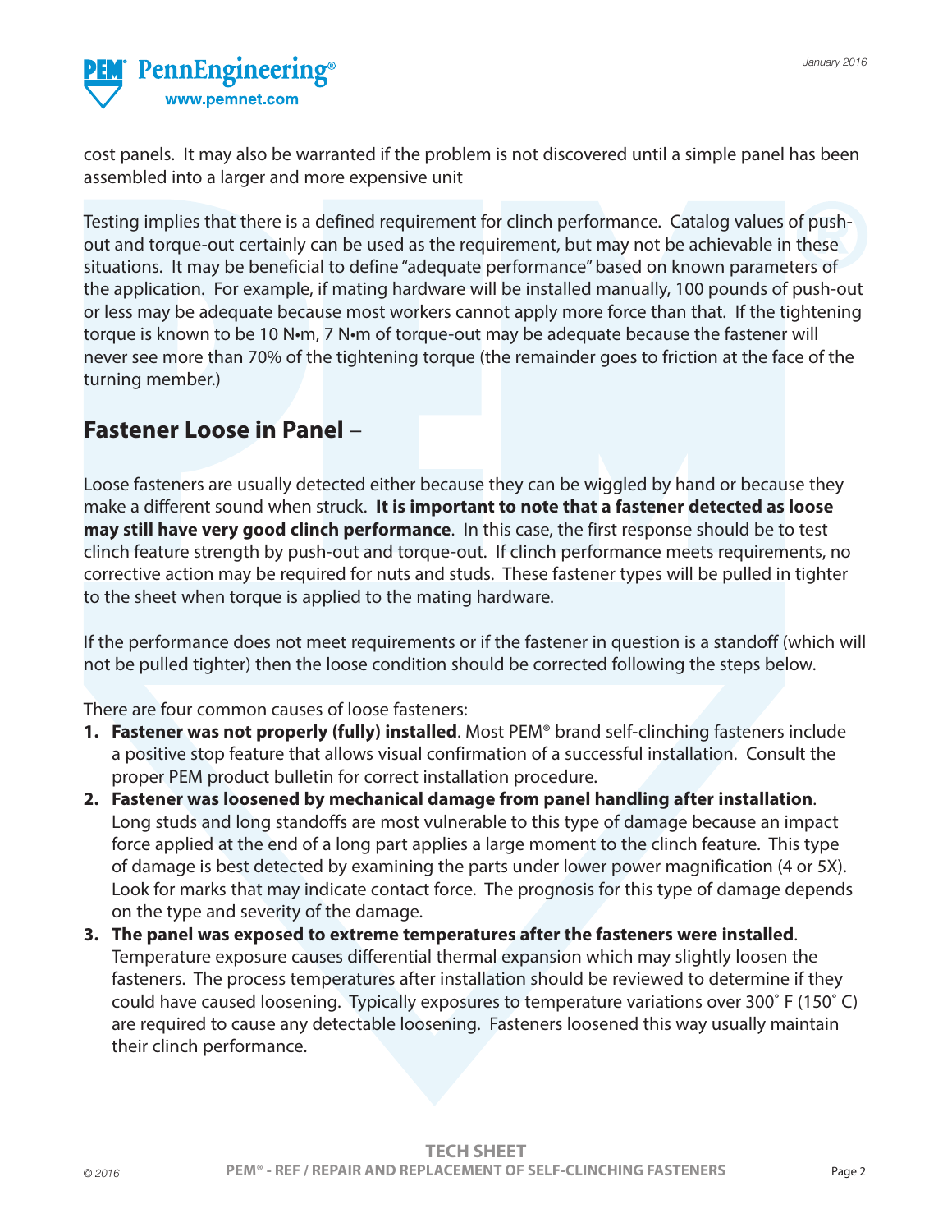cost panels. It may also be warranted if the problem is not discovered until a simple panel has been assembled into a larger and more expensive unit

Testing implies that there is a defined requirement for clinch performance. Catalog values of push-out and torque-out certainly can be used as the requirement, but may not be achievable in these situations. It may be beneficial to define "adequate performance" based on known parameters of the application. For example, if mating hardware will be installed manually, 100 pounds of push-out or less may be adequate because most workers cannot apply more force than that. If the tightening torque is known to be 10 N•m, 7 N•m of torque-out may be adequate because the fastener will never see more than 70% of the tightening torque (the remainder goes to friction at the face of the turning member.)

## Fastener Loose in Panel –

Loose fasteners are usually detected either because they can be wiggled by hand or because they make a different sound when struck. **It is important to note that a fastener detected as loose may still have very good clinch performance**. In this case, the first response should be to test clinch feature strength by push-out and torque-out. If clinch performance meets requirements, no corrective action may be required for nuts and studs. These fastener types will be pulled in tighter to the sheet when torque is applied to the mating hardware.

If the performance does not meet requirements or if the fastener in question is a standoff (which will not be pulled tighter) then the loose condition should be corrected following the steps below.

There are four common causes of loose fasteners:

1. **Fastener was not properly (fully) installed**. Most PEM® brand self-clinching fasteners include a positive stop feature that allows visual confirmation of a successful installation. Consult the proper PEM product bulletin for correct installation procedure.
2. **Fastener was loosened by mechanical damage from panel handling after installation**. Long studs and long standoffs are most vulnerable to this type of damage because an impact force applied at the end of a long part applies a large moment to the clinch feature. This type of damage is best detected by examining the parts under lower power magnification (4 or 5X). Look for marks that may indicate contact force. The prognosis for this type of damage depends on the type and severity of the damage.
3. **The panel was exposed to extreme temperatures after the fasteners were installed**. Temperature exposure causes differential thermal expansion which may slightly loosen the fasteners. The process temperatures after installation should be reviewed to determine if they could have caused loosening. Typically exposures to temperature variations over 300˚ F (150˚ C) are required to cause any detectable loosening. Fasteners loosened this way usually maintain their clinch performance.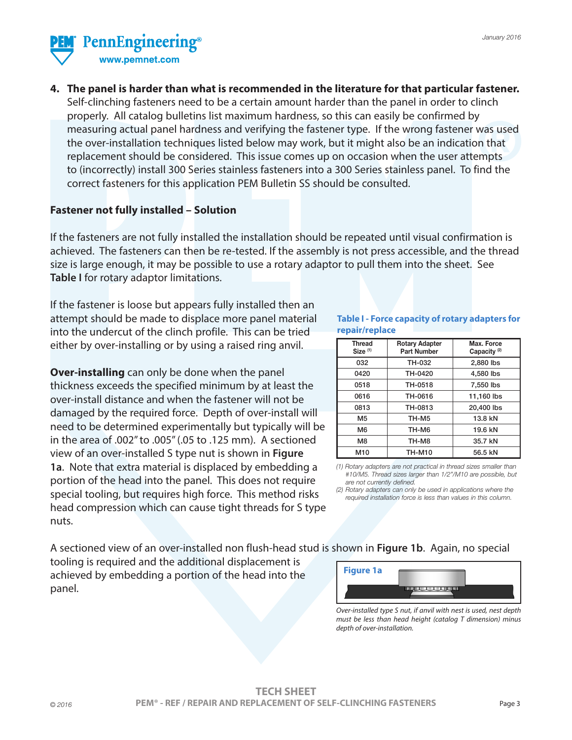4. **The panel is harder than what is recommended in the literature for that particular fastener.** Self-clinching fasteners need to be a certain amount harder than the panel in order to clinch properly. All catalog bulletins list maximum hardness, so this can easily be confirmed by measuring actual panel hardness and verifying the fastener type. If the wrong fastener was used the over-installation techniques listed below may work, but it might also be an indication that replacement should be considered. This issue comes up on occasion when the user attempts to (incorrectly) install 300 Series stainless fasteners into a 300 Series stainless panel. To find the correct fasteners for this application PEM Bulletin SS should be consulted.

**Fastener not fully installed – Solution**

If the fasteners are not fully installed the installation should be repeated until visual confirmation is achieved. The fasteners can then be re-tested. If the assembly is not press accessible, and the thread size is large enough, it may be possible to use a rotary adaptor to pull them into the sheet. See **Table I** for rotary adaptor limitations.

If the fastener is loose but appears fully installed then an attempt should be made to displace more panel material into the undercut of the clinch profile. This can be tried either by over-installing or by using a raised ring anvil.

**Over-installing** can only be done when the panel thickness exceeds the specified minimum by at least the over-install distance and when the fastener will not be damaged by the required force. Depth of over-install will need to be determined experimentally but typically will be in the area of .002" to .005" (.05 to .125 mm). A sectioned view of an over-installed S type nut is shown in **Figure 1a**. Note that extra material is displaced by embedding a portion of the head into the panel. This does not require special tooling, but requires high force. This method risks head compression which can cause tight threads for S type nuts.

**Table I - Force capacity of rotary adapters for repair/replace**

| Thread Size [1] | Rotary Adapter Part Number | Max. Force Capacity [2] |
|---|---|---|
| 032 | TH-032 | 2,880 lbs |
| 0420 | TH-0420 | 4,580 lbs |
| 0518 | TH-0518 | 7,550 lbs |
| 0616 | TH-0616 | 11,160 lbs |
| 0813 | TH-0813 | 20,400 lbs |
| M5 | TH-M5 | 13.8 kN |
| M6 | TH-M6 | 19.6 kN |
| M8 | TH-M8 | 35.7 kN |
| M10 | TH-M10 | 56.5 kN |

*(1) Rotary adapters are not practical in thread sizes smaller than #10/M5. Thread sizes larger than 1/2"/M10 are possible, but are not currently defined.*

*(2) Rotary adapters can only be used in applications where the required installation force is less than values in this column.*

A sectioned view of an over-installed non flush-head stud is shown in **Figure 1b**. Again, no special tooling is required and the additional displacement is achieved by embedding a portion of the head into the panel.

**Figure 1a**

*Over-installed type S nut, if anvil with nest is used, nest depth must be less than head height (catalog T dimension) minus depth of over-installation.*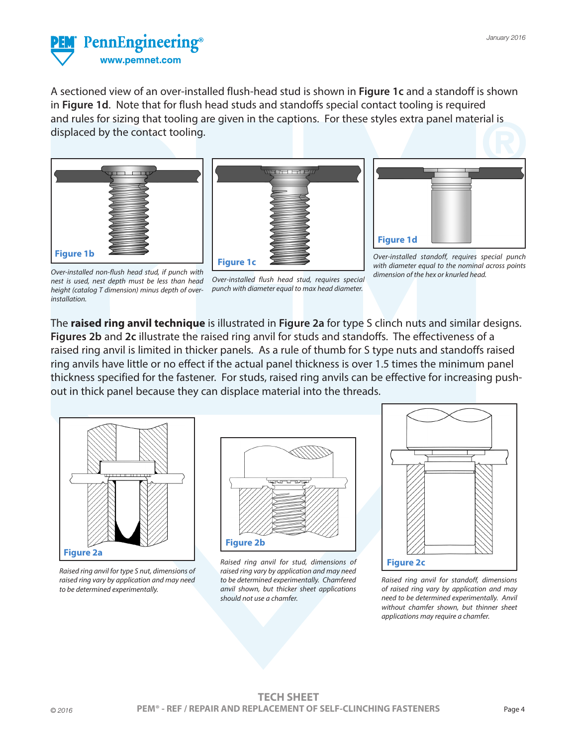A sectioned view of an over-installed flush-head stud is shown in **Figure 1c** and a standoff is shown in **Figure 1d**. Note that for flush head studs and standoffs special contact tooling is required and rules for sizing that tooling are given in the captions. For these styles extra panel material is displaced by the contact tooling.

**Figure 1b**

*Over-installed non-flush head stud, if punch with nest is used, nest depth must be less than head height (catalog T dimension) minus depth of over-installation.*

**Figure 1c**

*Over-installed flush head stud, requires special punch with diameter equal to max head diameter.*

**Figure 1d**

*Over-installed standoff, requires special punch with diameter equal to the nominal across points dimension of the hex or knurled head.*

The **raised ring anvil technique** is illustrated in **Figure 2a** for type S clinch nuts and similar designs. **Figures 2b** and **2c** illustrate the raised ring anvil for studs and standoffs. The effectiveness of a raised ring anvil is limited in thicker panels. As a rule of thumb for S type nuts and standoffs raised ring anvils have little or no effect if the actual panel thickness is over 1.5 times the minimum panel thickness specified for the fastener. For studs, raised ring anvils can be effective for increasing push-out in thick panel because they can displace material into the threads.

**Figure 2a**

*Raised ring anvil for type S nut, dimensions of raised ring vary by application and may need to be determined experimentally.*

**Figure 2b**

*Raised ring anvil for stud, dimensions of raised ring vary by application and may need to be determined experimentally. Chamfered anvil shown, but thicker sheet applications should not use a chamfer.*

**Figure 2c**

*Raised ring anvil for standoff, dimensions of raised ring vary by application and may need to be determined experimentally. Anvil without chamfer shown, but thinner sheet applications may require a chamfer.*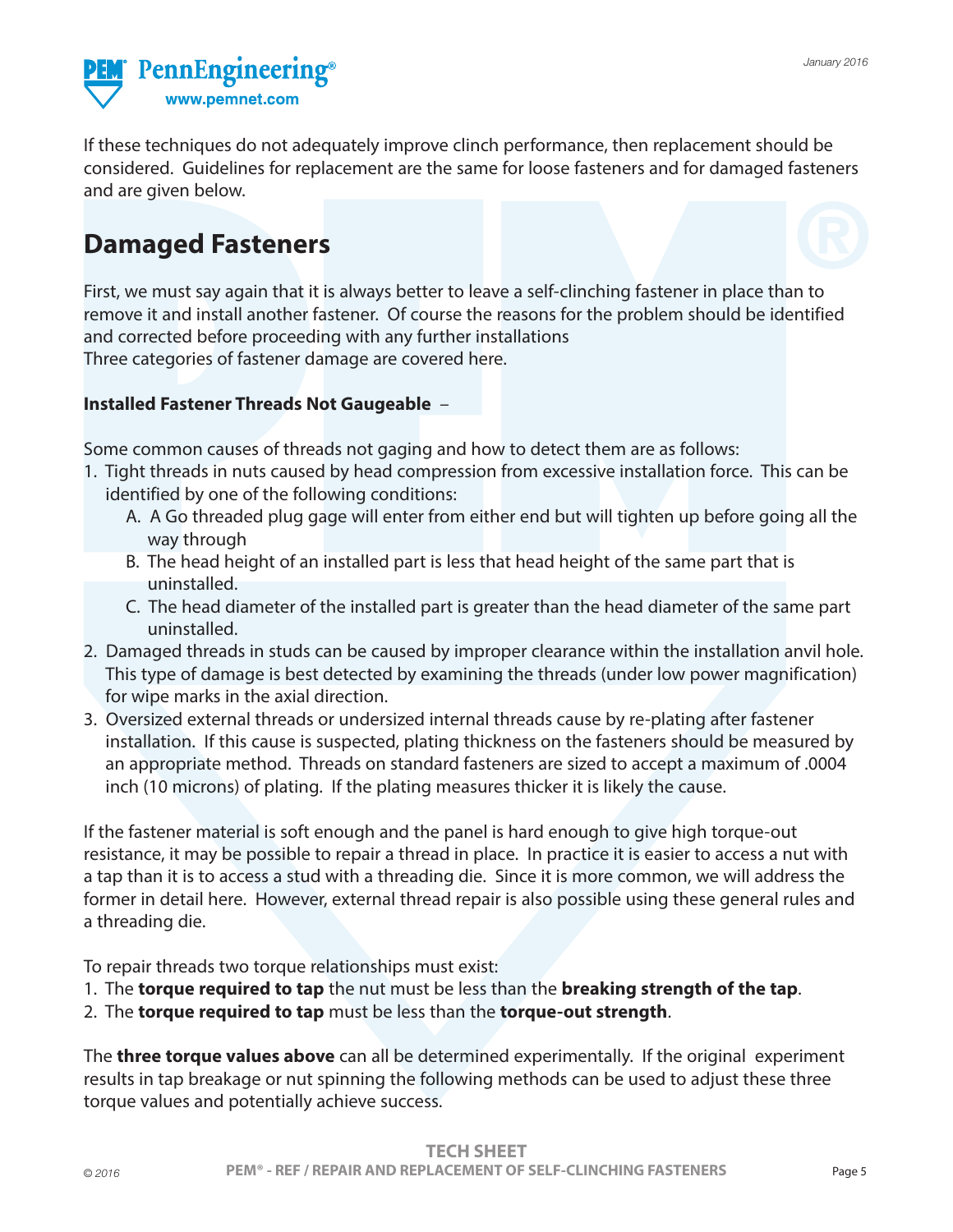If these techniques do not adequately improve clinch performance, then replacement should be considered. Guidelines for replacement are the same for loose fasteners and for damaged fasteners and are given below.

## Damaged Fasteners

First, we must say again that it is always better to leave a self-clinching fastener in place than to remove it and install another fastener. Of course the reasons for the problem should be identified and corrected before proceeding with any further installations
Three categories of fastener damage are covered here.

**Installed Fastener Threads Not Gaugeable** –

Some common causes of threads not gaging and how to detect them are as follows:

1. Tight threads in nuts caused by head compression from excessive installation force. This can be identified by one of the following conditions:
   - A. A Go threaded plug gage will enter from either end but will tighten up before going all the way through
   - B. The head height of an installed part is less that head height of the same part that is uninstalled.
   - C. The head diameter of the installed part is greater than the head diameter of the same part uninstalled.
2. Damaged threads in studs can be caused by improper clearance within the installation anvil hole. This type of damage is best detected by examining the threads (under low power magnification) for wipe marks in the axial direction.
3. Oversized external threads or undersized internal threads cause by re-plating after fastener installation. If this cause is suspected, plating thickness on the fasteners should be measured by an appropriate method. Threads on standard fasteners are sized to accept a maximum of .0004 inch (10 microns) of plating. If the plating measures thicker it is likely the cause.

If the fastener material is soft enough and the panel is hard enough to give high torque-out resistance, it may be possible to repair a thread in place. In practice it is easier to access a nut with a tap than it is to access a stud with a threading die. Since it is more common, we will address the former in detail here. However, external thread repair is also possible using these general rules and a threading die.

To repair threads two torque relationships must exist:

1. The **torque required to tap** the nut must be less than the **breaking strength of the tap**.
2. The **torque required to tap** must be less than the **torque-out strength**.

The **three torque values above** can all be determined experimentally. If the original experiment results in tap breakage or nut spinning the following methods can be used to adjust these three torque values and potentially achieve success.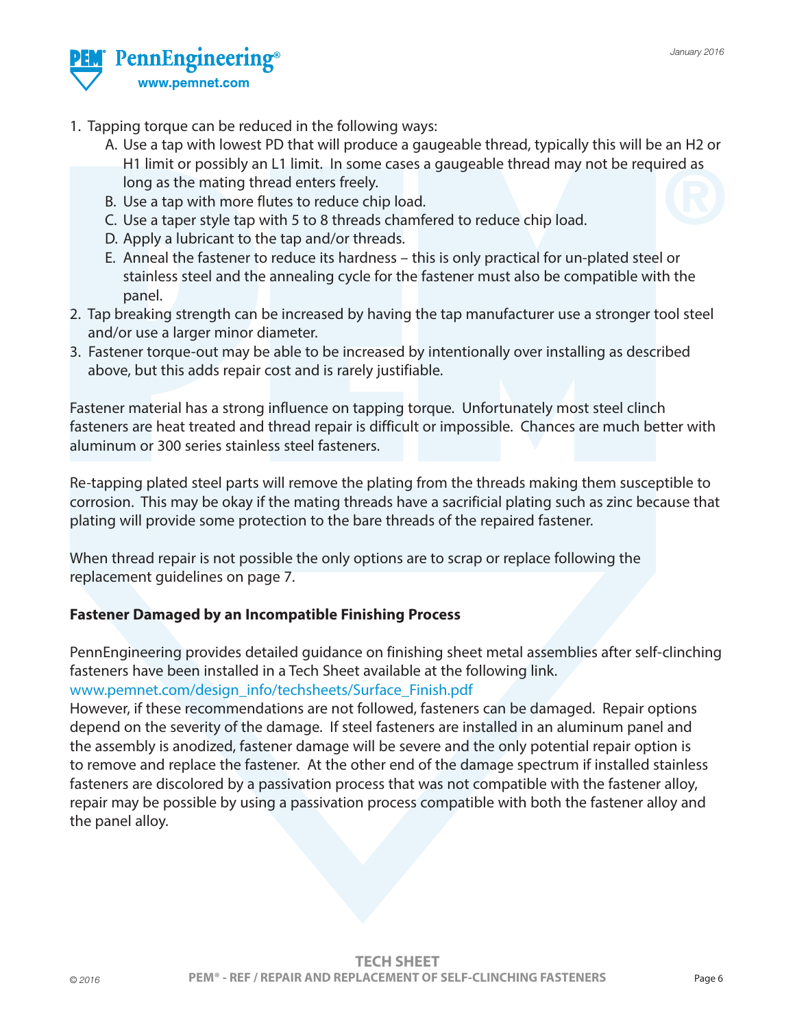1. Tapping torque can be reduced in the following ways:
   A. Use a tap with lowest PD that will produce a gaugeable thread, typically this will be an H2 or H1 limit or possibly an L1 limit. In some cases a gaugeable thread may not be required as long as the mating thread enters freely.
   B. Use a tap with more flutes to reduce chip load.
   C. Use a taper style tap with 5 to 8 threads chamfered to reduce chip load.
   D. Apply a lubricant to the tap and/or threads.
   E. Anneal the fastener to reduce its hardness – this is only practical for un-plated steel or stainless steel and the annealing cycle for the fastener must also be compatible with the panel.
2. Tap breaking strength can be increased by having the tap manufacturer use a stronger tool steel and/or use a larger minor diameter.
3. Fastener torque-out may be able to be increased by intentionally over installing as described above, but this adds repair cost and is rarely justifiable.

Fastener material has a strong influence on tapping torque. Unfortunately most steel clinch fasteners are heat treated and thread repair is difficult or impossible. Chances are much better with aluminum or 300 series stainless steel fasteners.

Re-tapping plated steel parts will remove the plating from the threads making them susceptible to corrosion. This may be okay if the mating threads have a sacrificial plating such as zinc because that plating will provide some protection to the bare threads of the repaired fastener.

When thread repair is not possible the only options are to scrap or replace following the replacement guidelines on page 7.

**Fastener Damaged by an Incompatible Finishing Process**

PennEngineering provides detailed guidance on finishing sheet metal assemblies after self-clinching fasteners have been installed in a Tech Sheet available at the following link.
www.pemnet.com/design_info/techsheets/Surface_Finish.pdf
However, if these recommendations are not followed, fasteners can be damaged. Repair options depend on the severity of the damage. If steel fasteners are installed in an aluminum panel and the assembly is anodized, fastener damage will be severe and the only potential repair option is to remove and replace the fastener. At the other end of the damage spectrum if installed stainless fasteners are discolored by a passivation process that was not compatible with the fastener alloy, repair may be possible by using a passivation process compatible with both the fastener alloy and the panel alloy.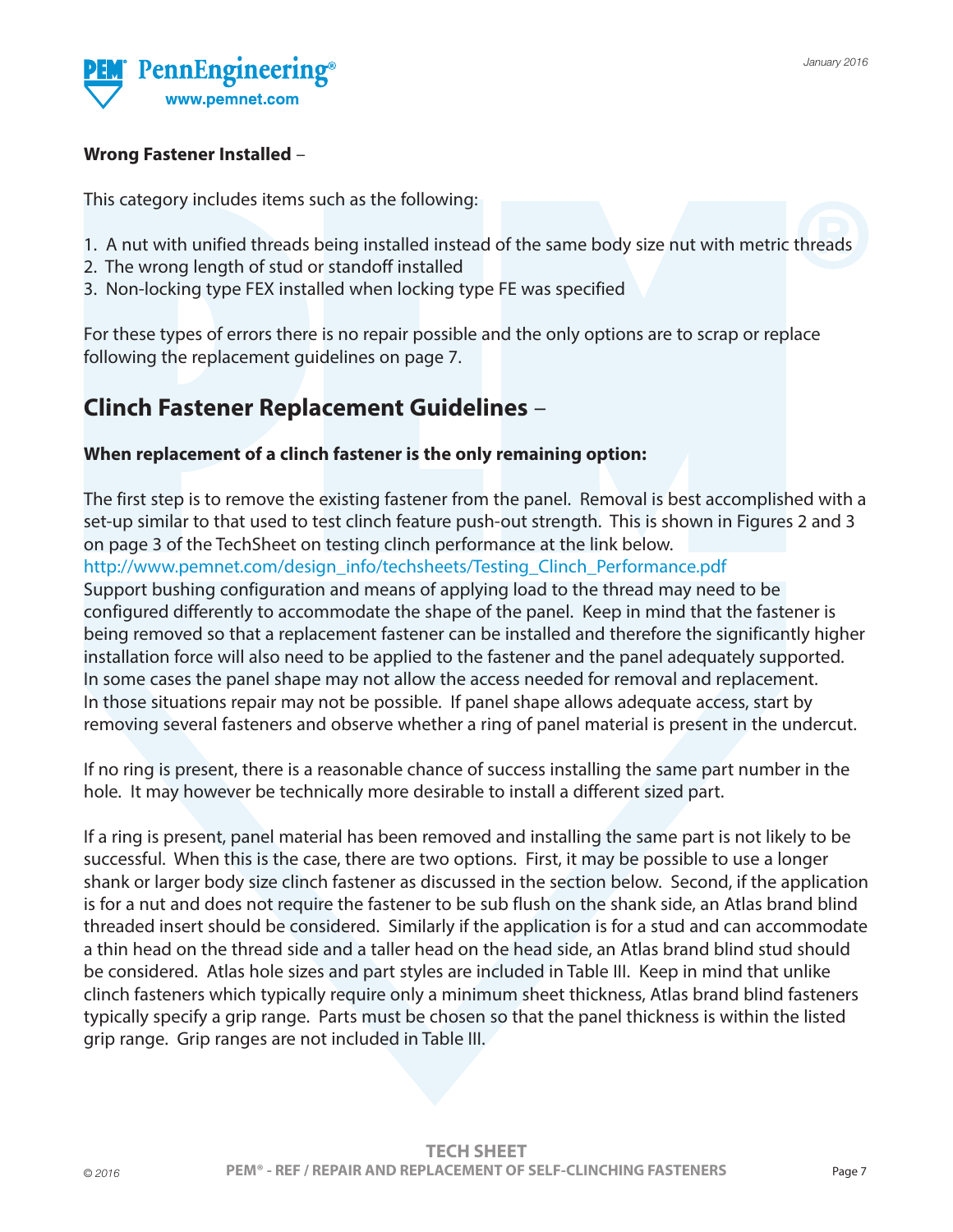**Wrong Fastener Installed** –

This category includes items such as the following:

1. A nut with unified threads being installed instead of the same body size nut with metric threads
2. The wrong length of stud or standoff installed
3. Non-locking type FEX installed when locking type FE was specified

For these types of errors there is no repair possible and the only options are to scrap or replace following the replacement guidelines on page 7.

## Clinch Fastener Replacement Guidelines –

**When replacement of a clinch fastener is the only remaining option:**

The first step is to remove the existing fastener from the panel. Removal is best accomplished with a set-up similar to that used to test clinch feature push-out strength. This is shown in Figures 2 and 3 on page 3 of the TechSheet on testing clinch performance at the link below.
http://www.pemnet.com/design_info/techsheets/Testing_Clinch_Performance.pdf
Support bushing configuration and means of applying load to the thread may need to be configured differently to accommodate the shape of the panel. Keep in mind that the fastener is being removed so that a replacement fastener can be installed and therefore the significantly higher installation force will also need to be applied to the fastener and the panel adequately supported. In some cases the panel shape may not allow the access needed for removal and replacement. In those situations repair may not be possible. If panel shape allows adequate access, start by removing several fasteners and observe whether a ring of panel material is present in the undercut.

If no ring is present, there is a reasonable chance of success installing the same part number in the hole. It may however be technically more desirable to install a different sized part.

If a ring is present, panel material has been removed and installing the same part is not likely to be successful. When this is the case, there are two options. First, it may be possible to use a longer shank or larger body size clinch fastener as discussed in the section below. Second, if the application is for a nut and does not require the fastener to be sub flush on the shank side, an Atlas brand blind threaded insert should be considered. Similarly if the application is for a stud and can accommodate a thin head on the thread side and a taller head on the head side, an Atlas brand blind stud should be considered. Atlas hole sizes and part styles are included in Table III. Keep in mind that unlike clinch fasteners which typically require only a minimum sheet thickness, Atlas brand blind fasteners typically specify a grip range. Parts must be chosen so that the panel thickness is within the listed grip range. Grip ranges are not included in Table III.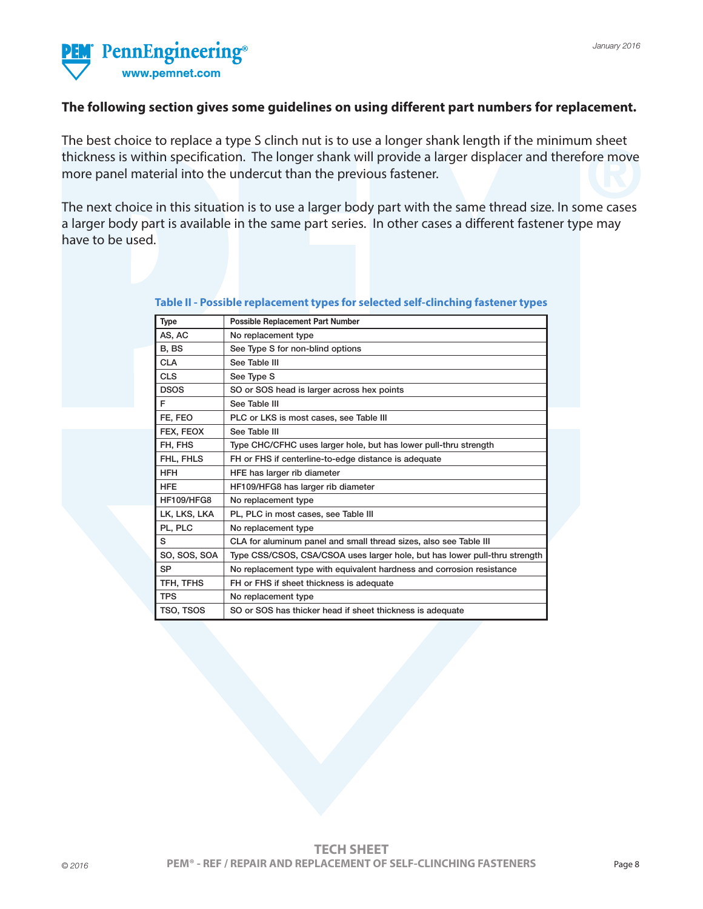**The following section gives some guidelines on using different part numbers for replacement.**

The best choice to replace a type S clinch nut is to use a longer shank length if the minimum sheet thickness is within specification. The longer shank will provide a larger displacer and therefore move more panel material into the undercut than the previous fastener.

The next choice in this situation is to use a larger body part with the same thread size. In some cases a larger body part is available in the same part series. In other cases a different fastener type may have to be used.

**Table II - Possible replacement types for selected self-clinching fastener types**

| Type | Possible Replacement Part Number |
|---|---|
| AS, AC | No replacement type |
| B, BS | See Type S for non-blind options |
| CLA | See Table III |
| CLS | See Type S |
| DSOS | SO or SOS head is larger across hex points |
| F | See Table III |
| FE, FEO | PLC or LKS is most cases, see Table III |
| FEX, FEOX | See Table III |
| FH, FHS | Type CHC/CFHC uses larger hole, but has lower pull-thru strength |
| FHL, FHLS | FH or FHS if centerline-to-edge distance is adequate |
| HFH | HFE has larger rib diameter |
| HFE | HF109/HFG8 has larger rib diameter |
| HF109/HFG8 | No replacement type |
| LK, LKS, LKA | PL, PLC in most cases, see Table III |
| PL, PLC | No replacement type |
| S | CLA for aluminum panel and small thread sizes, also see Table III |
| SO, SOS, SOA | Type CSS/CSOS, CSA/CSOA uses larger hole, but has lower pull-thru strength |
| SP | No replacement type with equivalent hardness and corrosion resistance |
| TFH, TFHS | FH or FHS if sheet thickness is adequate |
| TPS | No replacement type |
| TSO, TSOS | SO or SOS has thicker head if sheet thickness is adequate |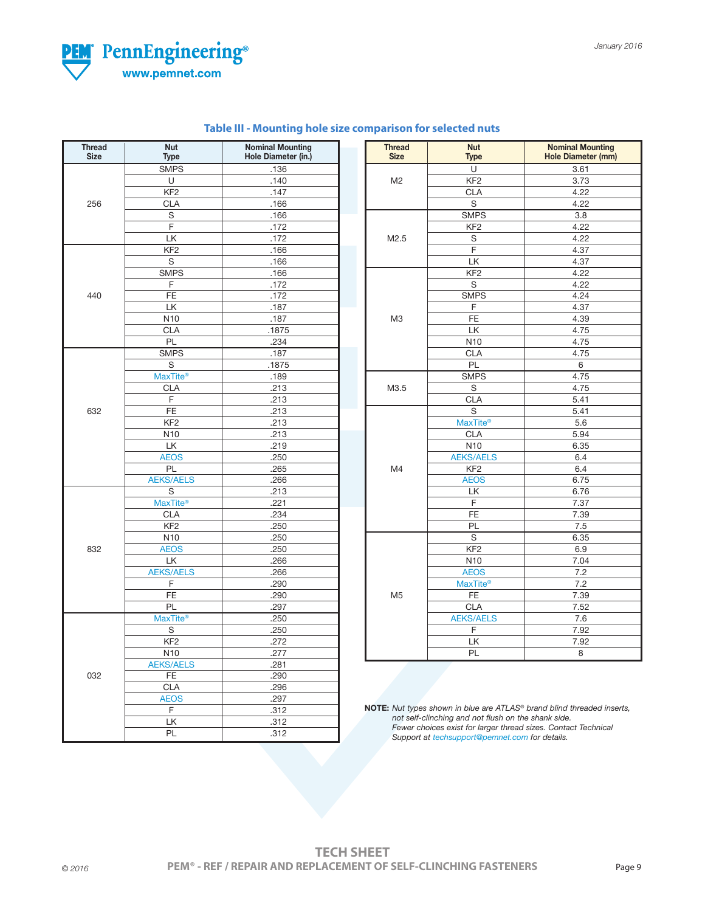## Table III - Mounting hole size comparison for selected nuts

| Thread Size | Nut Type | Nominal Mounting Hole Diameter (in.) |
|---|---|---|
| 256 | SMPS | .136 |
| | U | .140 |
| | KF2 | .147 |
| | CLA | .166 |
| | S | .166 |
| | F | .172 |
| | LK | .172 |
| 440 | KF2 | .166 |
| | S | .166 |
| | SMPS | .166 |
| | F | .172 |
| | FE | .172 |
| | LK | .187 |
| | N10 | .187 |
| | CLA | .1875 |
| | PL | .234 |
| 632 | SMPS | .187 |
| | S | .1875 |
| | MaxTite® | .189 |
| | CLA | .213 |
| | F | .213 |
| | FE | .213 |
| | KF2 | .213 |
| | N10 | .213 |
| | LK | .219 |
| | AEOS | .250 |
| | PL | .265 |
| | AEKS/AELS | .266 |
| 832 | S | .213 |
| | MaxTite® | .221 |
| | CLA | .234 |
| | KF2 | .250 |
| | N10 | .250 |
| | AEOS | .250 |
| | LK | .266 |
| | AEKS/AELS | .266 |
| | F | .290 |
| | FE | .290 |
| | PL | .297 |
| 032 | MaxTite® | .250 |
| | S | .250 |
| | KF2 | .272 |
| | N10 | .277 |
| | AEKS/AELS | .281 |
| | FE | .290 |
| | CLA | .296 |
| | AEOS | .297 |
| | F | .312 |
| | LK | .312 |
| | PL | .312 |

| Thread Size | Nut Type | Nominal Mounting Hole Diameter (mm) |
|---|---|---|
| M2 | U | 3.61 |
| | KF2 | 3.73 |
| | CLA | 4.22 |
| | S | 4.22 |
| M2.5 | SMPS | 3.8 |
| | KF2 | 4.22 |
| | S | 4.22 |
| | F | 4.37 |
| | LK | 4.37 |
| M3 | KF2 | 4.22 |
| | S | 4.22 |
| | SMPS | 4.24 |
| | F | 4.37 |
| | FE | 4.39 |
| | LK | 4.75 |
| | N10 | 4.75 |
| | CLA | 4.75 |
| | PL | 6 |
| M3.5 | SMPS | 4.75 |
| | S | 4.75 |
| | CLA | 5.41 |
| M4 | S | 5.41 |
| | MaxTite® | 5.6 |
| | CLA | 5.94 |
| | N10 | 6.35 |
| | AEKS/AELS | 6.4 |
| | KF2 | 6.4 |
| | AEOS | 6.75 |
| | LK | 6.76 |
| | F | 7.37 |
| | FE | 7.39 |
| | PL | 7.5 |
| M5 | S | 6.35 |
| | KF2 | 6.9 |
| | N10 | 7.04 |
| | AEOS | 7.2 |
| | MaxTite® | 7.2 |
| | FE | 7.39 |
| | CLA | 7.52 |
| | AEKS/AELS | 7.6 |
| | F | 7.92 |
| | LK | 7.92 |
| | PL | 8 |

**NOTE:** *Nut types shown in blue are ATLAS® brand blind threaded inserts, not self-clinching and not flush on the shank side.*
*Fewer choices exist for larger thread sizes. Contact Technical Support at techsupport@pemnet.com for details.*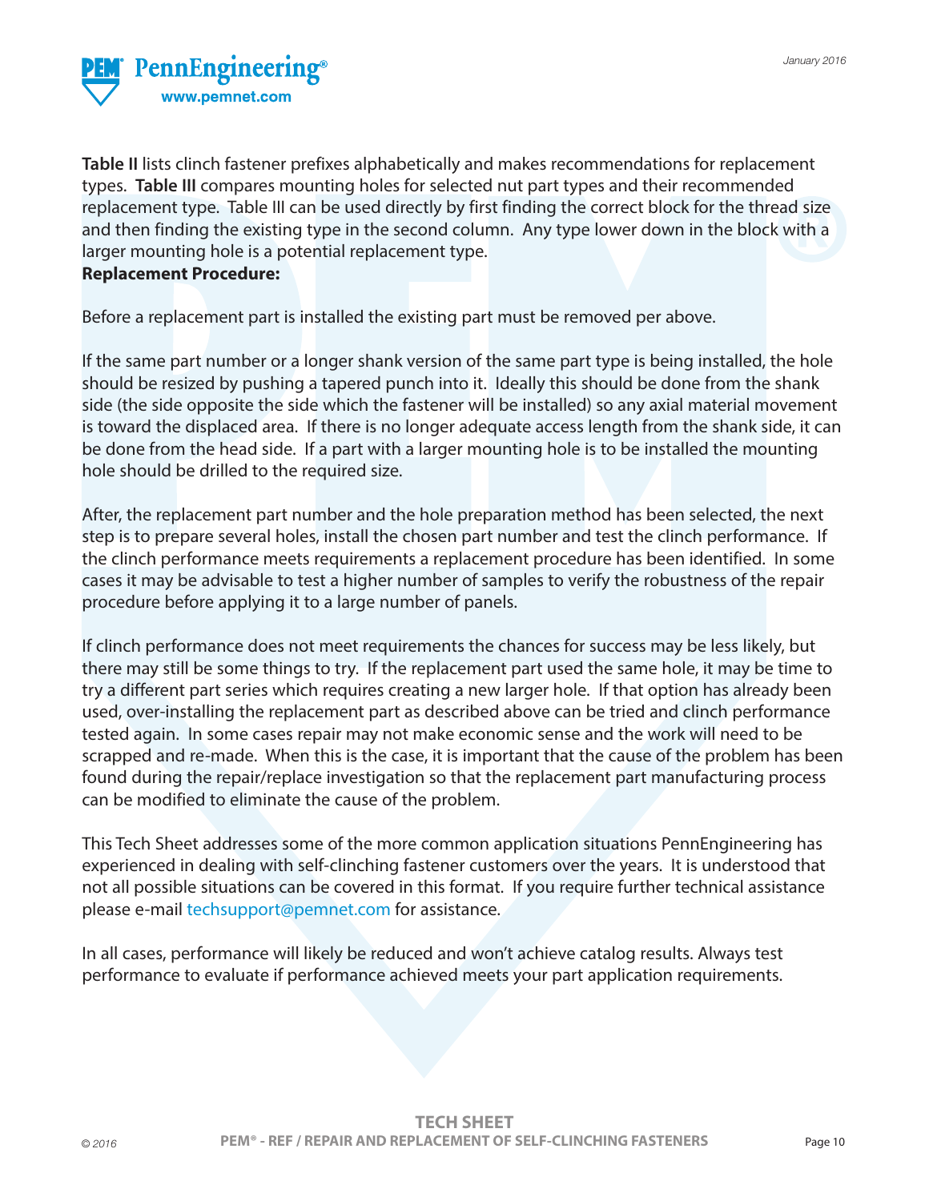**Table II** lists clinch fastener prefixes alphabetically and makes recommendations for replacement types. **Table III** compares mounting holes for selected nut part types and their recommended replacement type. Table III can be used directly by first finding the correct block for the thread size and then finding the existing type in the second column. Any type lower down in the block with a larger mounting hole is a potential replacement type.

**Replacement Procedure:**

Before a replacement part is installed the existing part must be removed per above.

If the same part number or a longer shank version of the same part type is being installed, the hole should be resized by pushing a tapered punch into it. Ideally this should be done from the shank side (the side opposite the side which the fastener will be installed) so any axial material movement is toward the displaced area. If there is no longer adequate access length from the shank side, it can be done from the head side. If a part with a larger mounting hole is to be installed the mounting hole should be drilled to the required size.

After, the replacement part number and the hole preparation method has been selected, the next step is to prepare several holes, install the chosen part number and test the clinch performance. If the clinch performance meets requirements a replacement procedure has been identified. In some cases it may be advisable to test a higher number of samples to verify the robustness of the repair procedure before applying it to a large number of panels.

If clinch performance does not meet requirements the chances for success may be less likely, but there may still be some things to try. If the replacement part used the same hole, it may be time to try a different part series which requires creating a new larger hole. If that option has already been used, over-installing the replacement part as described above can be tried and clinch performance tested again. In some cases repair may not make economic sense and the work will need to be scrapped and re-made. When this is the case, it is important that the cause of the problem has been found during the repair/replace investigation so that the replacement part manufacturing process can be modified to eliminate the cause of the problem.

This Tech Sheet addresses some of the more common application situations PennEngineering has experienced in dealing with self-clinching fastener customers over the years. It is understood that not all possible situations can be covered in this format. If you require further technical assistance please e-mail techsupport@pemnet.com for assistance.

In all cases, performance will likely be reduced and won't achieve catalog results. Always test performance to evaluate if performance achieved meets your part application requirements.